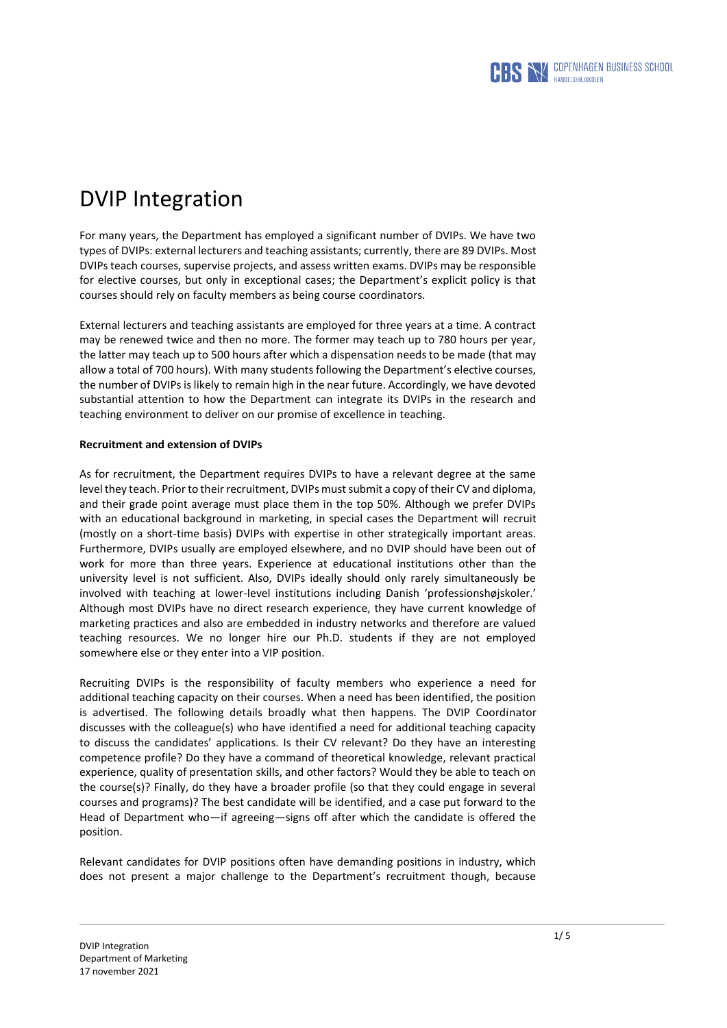# DVIP Integration

For many years, the Department has employed a significant number of DVIPs. We have two types of DVIPs: external lecturers and teaching assistants; currently, there are 89 DVIPs. Most DVIPs teach courses, supervise projects, and assess written exams. DVIPs may be responsible for elective courses, but only in exceptional cases; the Department's explicit policy is that courses should rely on faculty members as being course coordinators.

External lecturers and teaching assistants are employed for three years at a time. A contract may be renewed twice and then no more. The former may teach up to 780 hours per year, the latter may teach up to 500 hours after which a dispensation needs to be made (that may allow a total of 700 hours). With many students following the Department's elective courses, the number of DVIPs is likely to remain high in the near future. Accordingly, we have devoted substantial attention to how the Department can integrate its DVIPs in the research and teaching environment to deliver on our promise of excellence in teaching.

**Recruitment and extension of DVIPs**

As for recruitment, the Department requires DVIPs to have a relevant degree at the same level they teach. Prior to their recruitment, DVIPs must submit a copy of their CV and diploma, and their grade point average must place them in the top 50%. Although we prefer DVIPs with an educational background in marketing, in special cases the Department will recruit (mostly on a short-time basis) DVIPs with expertise in other strategically important areas. Furthermore, DVIPs usually are employed elsewhere, and no DVIP should have been out of work for more than three years. Experience at educational institutions other than the university level is not sufficient. Also, DVIPs ideally should only rarely simultaneously be involved with teaching at lower-level institutions including Danish 'professionshøjskoler.' Although most DVIPs have no direct research experience, they have current knowledge of marketing practices and also are embedded in industry networks and therefore are valued teaching resources. We no longer hire our Ph.D. students if they are not employed somewhere else or they enter into a VIP position.

Recruiting DVIPs is the responsibility of faculty members who experience a need for additional teaching capacity on their courses. When a need has been identified, the position is advertised. The following details broadly what then happens. The DVIP Coordinator discusses with the colleague(s) who have identified a need for additional teaching capacity to discuss the candidates' applications. Is their CV relevant? Do they have an interesting competence profile? Do they have a command of theoretical knowledge, relevant practical experience, quality of presentation skills, and other factors? Would they be able to teach on the course(s)? Finally, do they have a broader profile (so that they could engage in several courses and programs)? The best candidate will be identified, and a case put forward to the Head of Department who—if agreeing—signs off after which the candidate is offered the position.

Relevant candidates for DVIP positions often have demanding positions in industry, which does not present a major challenge to the Department's recruitment though, because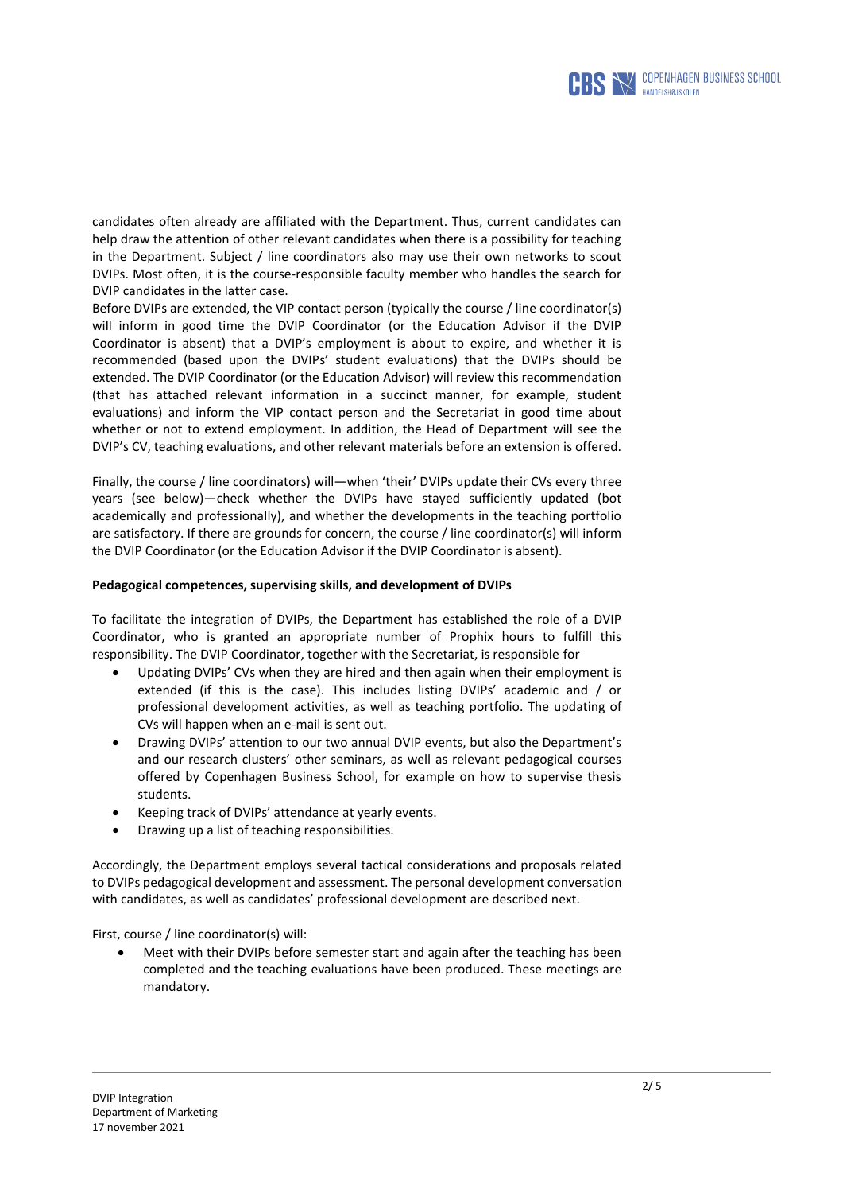candidates often already are affiliated with the Department. Thus, current candidates can help draw the attention of other relevant candidates when there is a possibility for teaching in the Department. Subject / line coordinators also may use their own networks to scout DVIPs. Most often, it is the course-responsible faculty member who handles the search for DVIP candidates in the latter case.

Before DVIPs are extended, the VIP contact person (typically the course / line coordinator(s) will inform in good time the DVIP Coordinator (or the Education Advisor if the DVIP Coordinator is absent) that a DVIP's employment is about to expire, and whether it is recommended (based upon the DVIPs' student evaluations) that the DVIPs should be extended. The DVIP Coordinator (or the Education Advisor) will review this recommendation (that has attached relevant information in a succinct manner, for example, student evaluations) and inform the VIP contact person and the Secretariat in good time about whether or not to extend employment. In addition, the Head of Department will see the DVIP's CV, teaching evaluations, and other relevant materials before an extension is offered.

Finally, the course / line coordinators) will—when 'their' DVIPs update their CVs every three years (see below)—check whether the DVIPs have stayed sufficiently updated (bot academically and professionally), and whether the developments in the teaching portfolio are satisfactory. If there are grounds for concern, the course / line coordinator(s) will inform the DVIP Coordinator (or the Education Advisor if the DVIP Coordinator is absent).

**Pedagogical competences, supervising skills, and development of DVIPs**

To facilitate the integration of DVIPs, the Department has established the role of a DVIP Coordinator, who is granted an appropriate number of Prophix hours to fulfill this responsibility. The DVIP Coordinator, together with the Secretariat, is responsible for

- Updating DVIPs' CVs when they are hired and then again when their employment is extended (if this is the case). This includes listing DVIPs' academic and / or professional development activities, as well as teaching portfolio. The updating of CVs will happen when an e-mail is sent out.
- Drawing DVIPs' attention to our two annual DVIP events, but also the Department's and our research clusters' other seminars, as well as relevant pedagogical courses offered by Copenhagen Business School, for example on how to supervise thesis students.
- Keeping track of DVIPs' attendance at yearly events.
- Drawing up a list of teaching responsibilities.

Accordingly, the Department employs several tactical considerations and proposals related to DVIPs pedagogical development and assessment. The personal development conversation with candidates, as well as candidates' professional development are described next.

First, course / line coordinator(s) will:

- Meet with their DVIPs before semester start and again after the teaching has been completed and the teaching evaluations have been produced. These meetings are mandatory.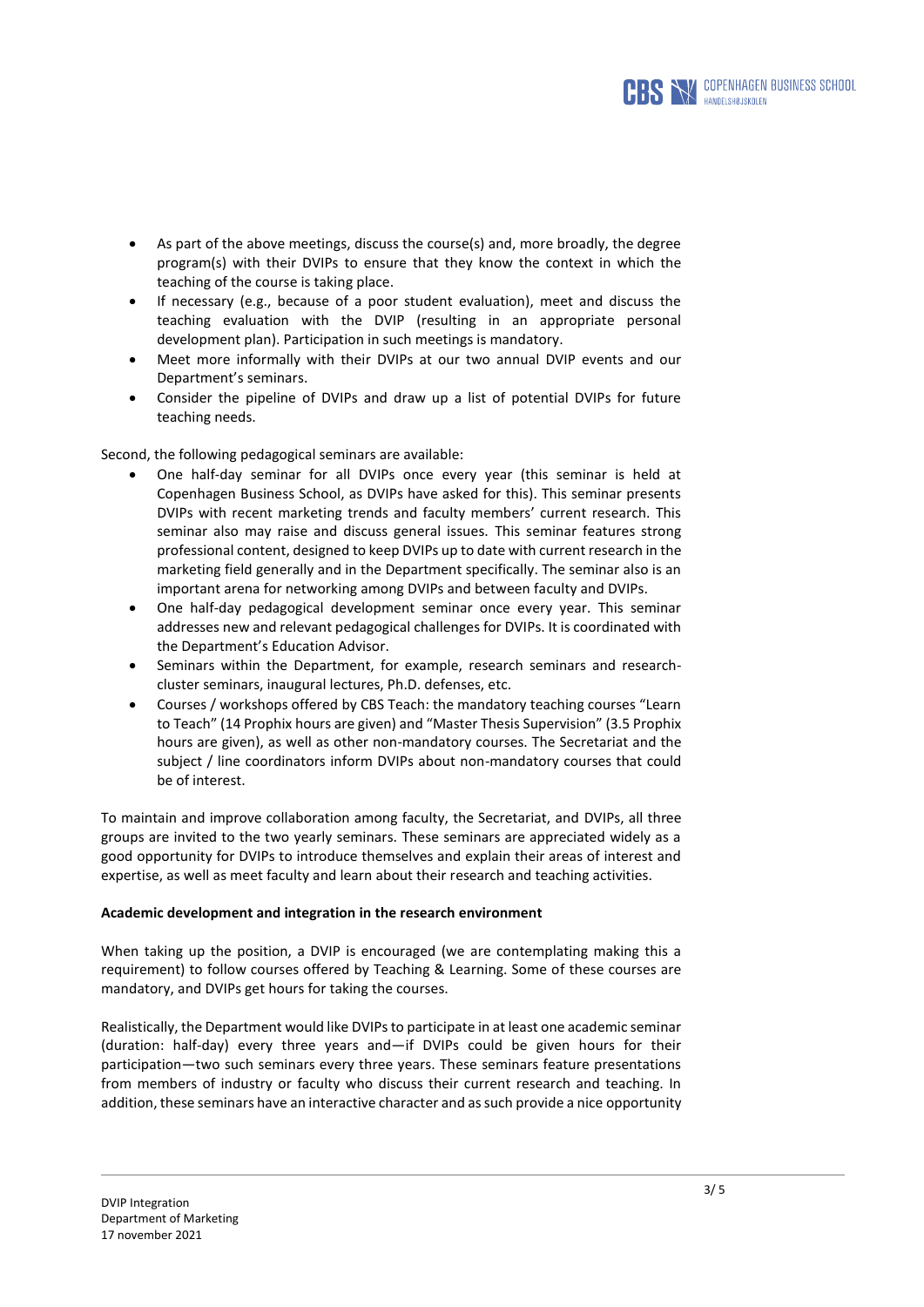- As part of the above meetings, discuss the course(s) and, more broadly, the degree program(s) with their DVIPs to ensure that they know the context in which the teaching of the course is taking place.
- If necessary (e.g., because of a poor student evaluation), meet and discuss the teaching evaluation with the DVIP (resulting in an appropriate personal development plan). Participation in such meetings is mandatory.
- Meet more informally with their DVIPs at our two annual DVIP events and our Department's seminars.
- Consider the pipeline of DVIPs and draw up a list of potential DVIPs for future teaching needs.

Second, the following pedagogical seminars are available:

- One half-day seminar for all DVIPs once every year (this seminar is held at Copenhagen Business School, as DVIPs have asked for this). This seminar presents DVIPs with recent marketing trends and faculty members' current research. This seminar also may raise and discuss general issues. This seminar features strong professional content, designed to keep DVIPs up to date with current research in the marketing field generally and in the Department specifically. The seminar also is an important arena for networking among DVIPs and between faculty and DVIPs.
- One half-day pedagogical development seminar once every year. This seminar addresses new and relevant pedagogical challenges for DVIPs. It is coordinated with the Department's Education Advisor.
- Seminars within the Department, for example, research seminars and research-cluster seminars, inaugural lectures, Ph.D. defenses, etc.
- Courses / workshops offered by CBS Teach: the mandatory teaching courses "Learn to Teach" (14 Prophix hours are given) and "Master Thesis Supervision" (3.5 Prophix hours are given), as well as other non-mandatory courses. The Secretariat and the subject / line coordinators inform DVIPs about non-mandatory courses that could be of interest.

To maintain and improve collaboration among faculty, the Secretariat, and DVIPs, all three groups are invited to the two yearly seminars. These seminars are appreciated widely as a good opportunity for DVIPs to introduce themselves and explain their areas of interest and expertise, as well as meet faculty and learn about their research and teaching activities.

**Academic development and integration in the research environment**

When taking up the position, a DVIP is encouraged (we are contemplating making this a requirement) to follow courses offered by Teaching & Learning. Some of these courses are mandatory, and DVIPs get hours for taking the courses.

Realistically, the Department would like DVIPs to participate in at least one academic seminar (duration: half-day) every three years and—if DVIPs could be given hours for their participation—two such seminars every three years. These seminars feature presentations from members of industry or faculty who discuss their current research and teaching. In addition, these seminars have an interactive character and as such provide a nice opportunity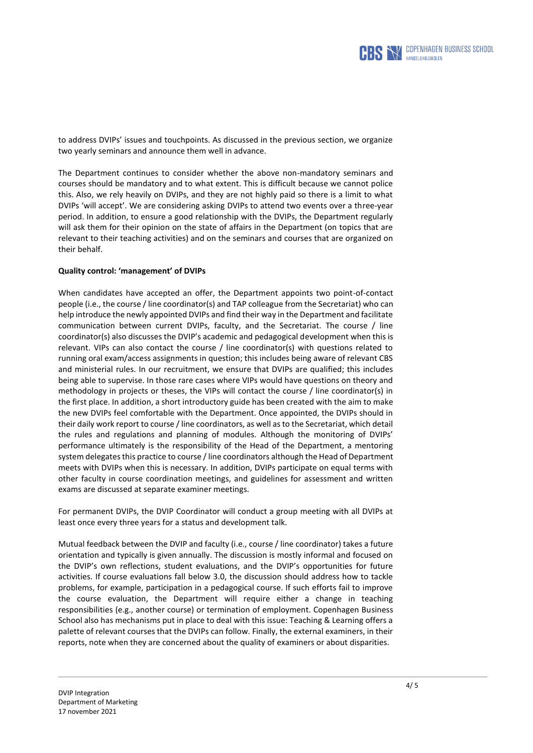to address DVIPs' issues and touchpoints. As discussed in the previous section, we organize two yearly seminars and announce them well in advance.

The Department continues to consider whether the above non-mandatory seminars and courses should be mandatory and to what extent. This is difficult because we cannot police this. Also, we rely heavily on DVIPs, and they are not highly paid so there is a limit to what DVIPs 'will accept'. We are considering asking DVIPs to attend two events over a three-year period. In addition, to ensure a good relationship with the DVIPs, the Department regularly will ask them for their opinion on the state of affairs in the Department (on topics that are relevant to their teaching activities) and on the seminars and courses that are organized on their behalf.

**Quality control: 'management' of DVIPs**

When candidates have accepted an offer, the Department appoints two point-of-contact people (i.e., the course / line coordinator(s) and TAP colleague from the Secretariat) who can help introduce the newly appointed DVIPs and find their way in the Department and facilitate communication between current DVIPs, faculty, and the Secretariat. The course / line coordinator(s) also discusses the DVIP's academic and pedagogical development when this is relevant. VIPs can also contact the course / line coordinator(s) with questions related to running oral exam/access assignments in question; this includes being aware of relevant CBS and ministerial rules. In our recruitment, we ensure that DVIPs are qualified; this includes being able to supervise. In those rare cases where VIPs would have questions on theory and methodology in projects or theses, the VIPs will contact the course / line coordinator(s) in the first place. In addition, a short introductory guide has been created with the aim to make the new DVIPs feel comfortable with the Department. Once appointed, the DVIPs should in their daily work report to course / line coordinators, as well as to the Secretariat, which detail the rules and regulations and planning of modules. Although the monitoring of DVIPs' performance ultimately is the responsibility of the Head of the Department, a mentoring system delegates this practice to course / line coordinators although the Head of Department meets with DVIPs when this is necessary. In addition, DVIPs participate on equal terms with other faculty in course coordination meetings, and guidelines for assessment and written exams are discussed at separate examiner meetings.

For permanent DVIPs, the DVIP Coordinator will conduct a group meeting with all DVIPs at least once every three years for a status and development talk.

Mutual feedback between the DVIP and faculty (i.e., course / line coordinator) takes a future orientation and typically is given annually. The discussion is mostly informal and focused on the DVIP's own reflections, student evaluations, and the DVIP's opportunities for future activities. If course evaluations fall below 3.0, the discussion should address how to tackle problems, for example, participation in a pedagogical course. If such efforts fail to improve the course evaluation, the Department will require either a change in teaching responsibilities (e.g., another course) or termination of employment. Copenhagen Business School also has mechanisms put in place to deal with this issue: Teaching & Learning offers a palette of relevant courses that the DVIPs can follow. Finally, the external examiners, in their reports, note when they are concerned about the quality of examiners or about disparities.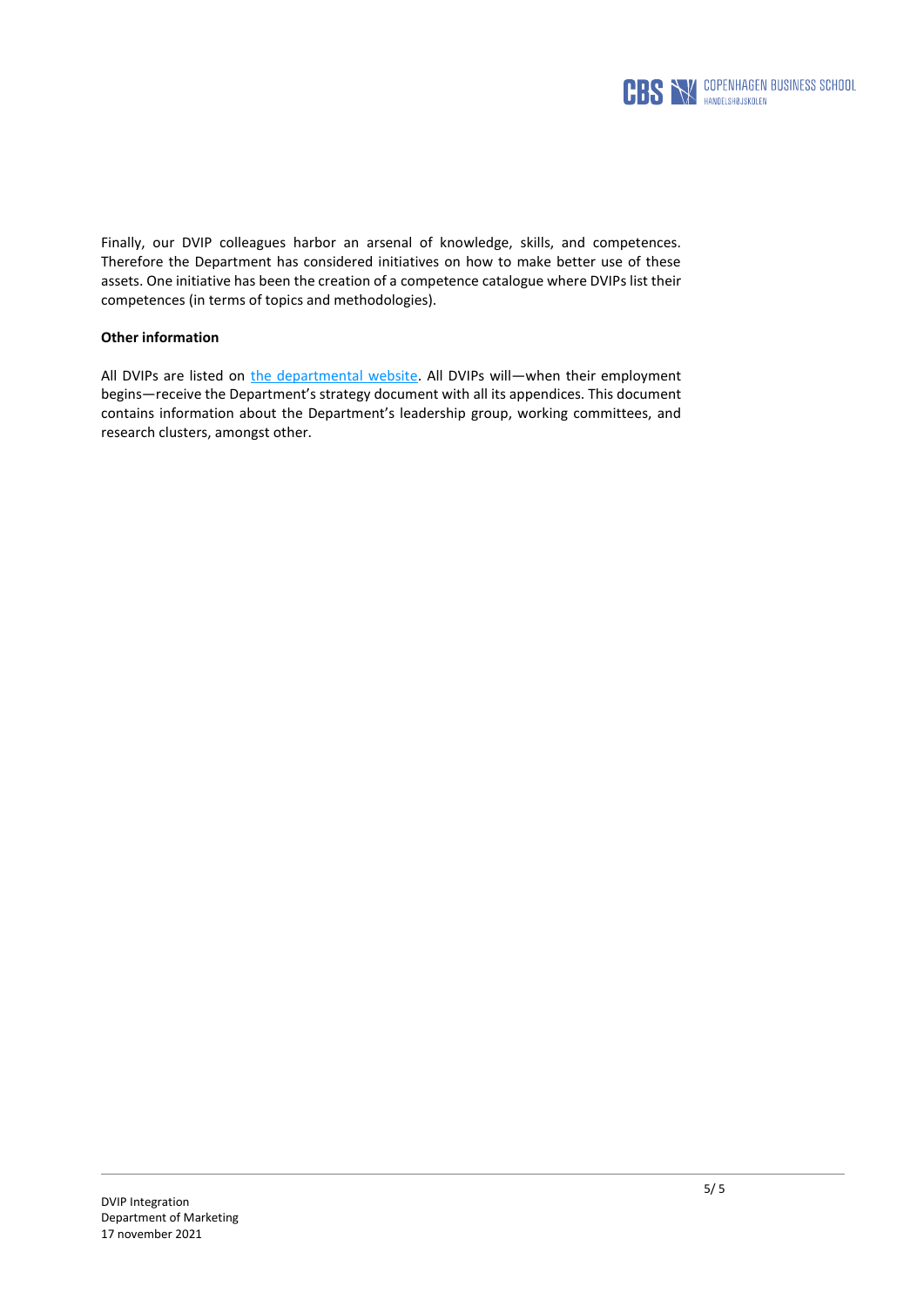Finally, our DVIP colleagues harbor an arsenal of knowledge, skills, and competences. Therefore the Department has considered initiatives on how to make better use of these assets. One initiative has been the creation of a competence catalogue where DVIPs list their competences (in terms of topics and methodologies).

**Other information**

All DVIPs are listed on the departmental website. All DVIPs will—when their employment begins—receive the Department's strategy document with all its appendices. This document contains information about the Department's leadership group, working committees, and research clusters, amongst other.